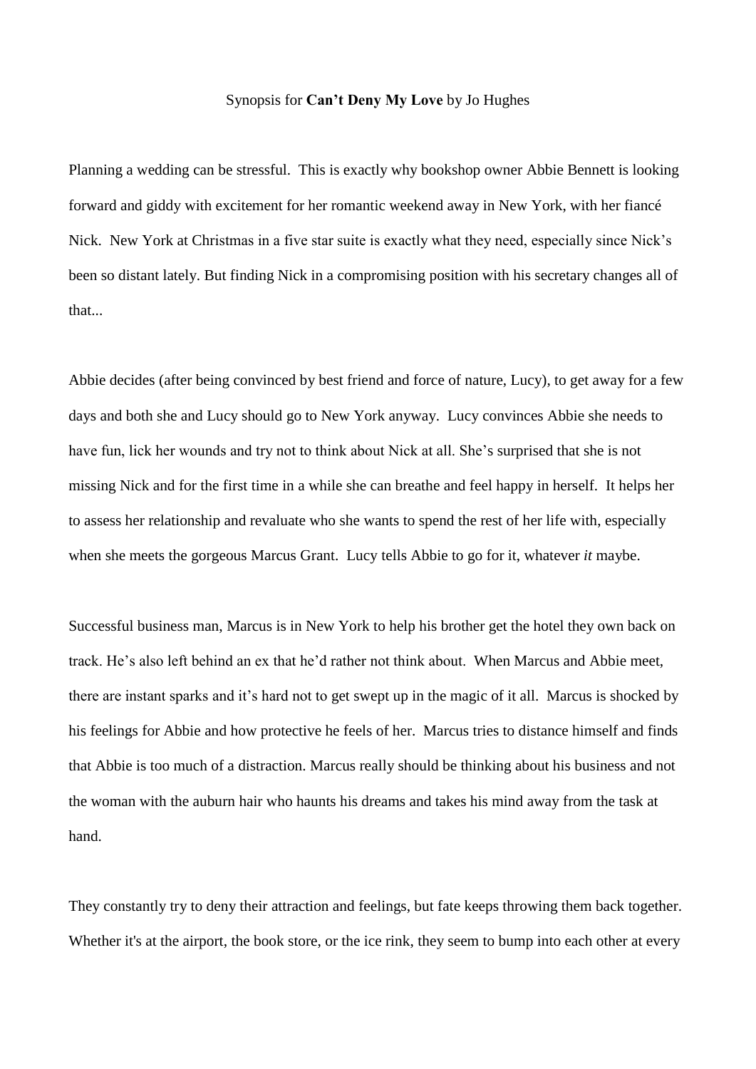Synopsis for **Can't Deny My Love** by Jo Hughes

Planning a wedding can be stressful. This is exactly why bookshop owner Abbie Bennett is looking forward and giddy with excitement for her romantic weekend away in New York, with her fiancé Nick. New York at Christmas in a five star suite is exactly what they need, especially since Nick's been so distant lately. But finding Nick in a compromising position with his secretary changes all of that...

Abbie decides (after being convinced by best friend and force of nature, Lucy), to get away for a few days and both she and Lucy should go to New York anyway. Lucy convinces Abbie she needs to have fun, lick her wounds and try not to think about Nick at all. She's surprised that she is not missing Nick and for the first time in a while she can breathe and feel happy in herself. It helps her to assess her relationship and revaluate who she wants to spend the rest of her life with, especially when she meets the gorgeous Marcus Grant. Lucy tells Abbie to go for it, whatever *it* maybe.

Successful business man, Marcus is in New York to help his brother get the hotel they own back on track. He's also left behind an ex that he'd rather not think about. When Marcus and Abbie meet, there are instant sparks and it's hard not to get swept up in the magic of it all. Marcus is shocked by his feelings for Abbie and how protective he feels of her. Marcus tries to distance himself and finds that Abbie is too much of a distraction. Marcus really should be thinking about his business and not the woman with the auburn hair who haunts his dreams and takes his mind away from the task at hand.

They constantly try to deny their attraction and feelings, but fate keeps throwing them back together. Whether it's at the airport, the book store, or the ice rink, they seem to bump into each other at every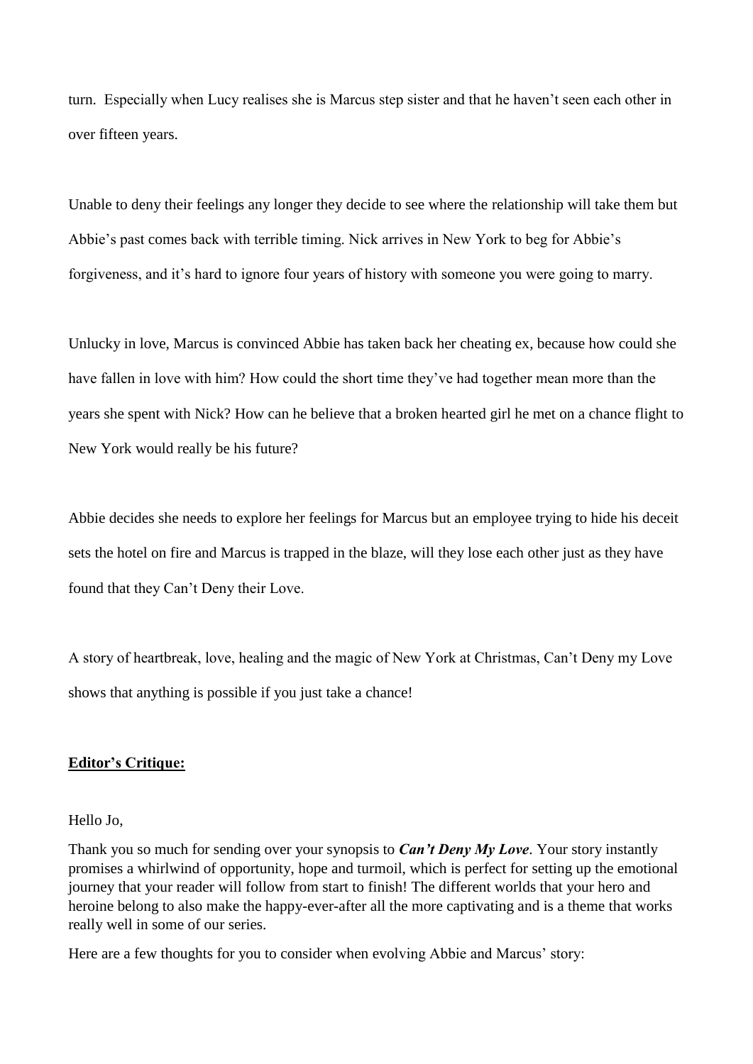turn. Especially when Lucy realises she is Marcus step sister and that he haven't seen each other in over fifteen years.

Unable to deny their feelings any longer they decide to see where the relationship will take them but Abbie's past comes back with terrible timing. Nick arrives in New York to beg for Abbie's forgiveness, and it's hard to ignore four years of history with someone you were going to marry.

Unlucky in love, Marcus is convinced Abbie has taken back her cheating ex, because how could she have fallen in love with him? How could the short time they've had together mean more than the years she spent with Nick? How can he believe that a broken hearted girl he met on a chance flight to New York would really be his future?

Abbie decides she needs to explore her feelings for Marcus but an employee trying to hide his deceit sets the hotel on fire and Marcus is trapped in the blaze, will they lose each other just as they have found that they Can't Deny their Love.

A story of heartbreak, love, healing and the magic of New York at Christmas, Can't Deny my Love shows that anything is possible if you just take a chance!

**Editor's Critique:**

Hello Jo,

Thank you so much for sending over your synopsis to ***Can't Deny My Love***. Your story instantly promises a whirlwind of opportunity, hope and turmoil, which is perfect for setting up the emotional journey that your reader will follow from start to finish! The different worlds that your hero and heroine belong to also make the happy-ever-after all the more captivating and is a theme that works really well in some of our series.

Here are a few thoughts for you to consider when evolving Abbie and Marcus' story: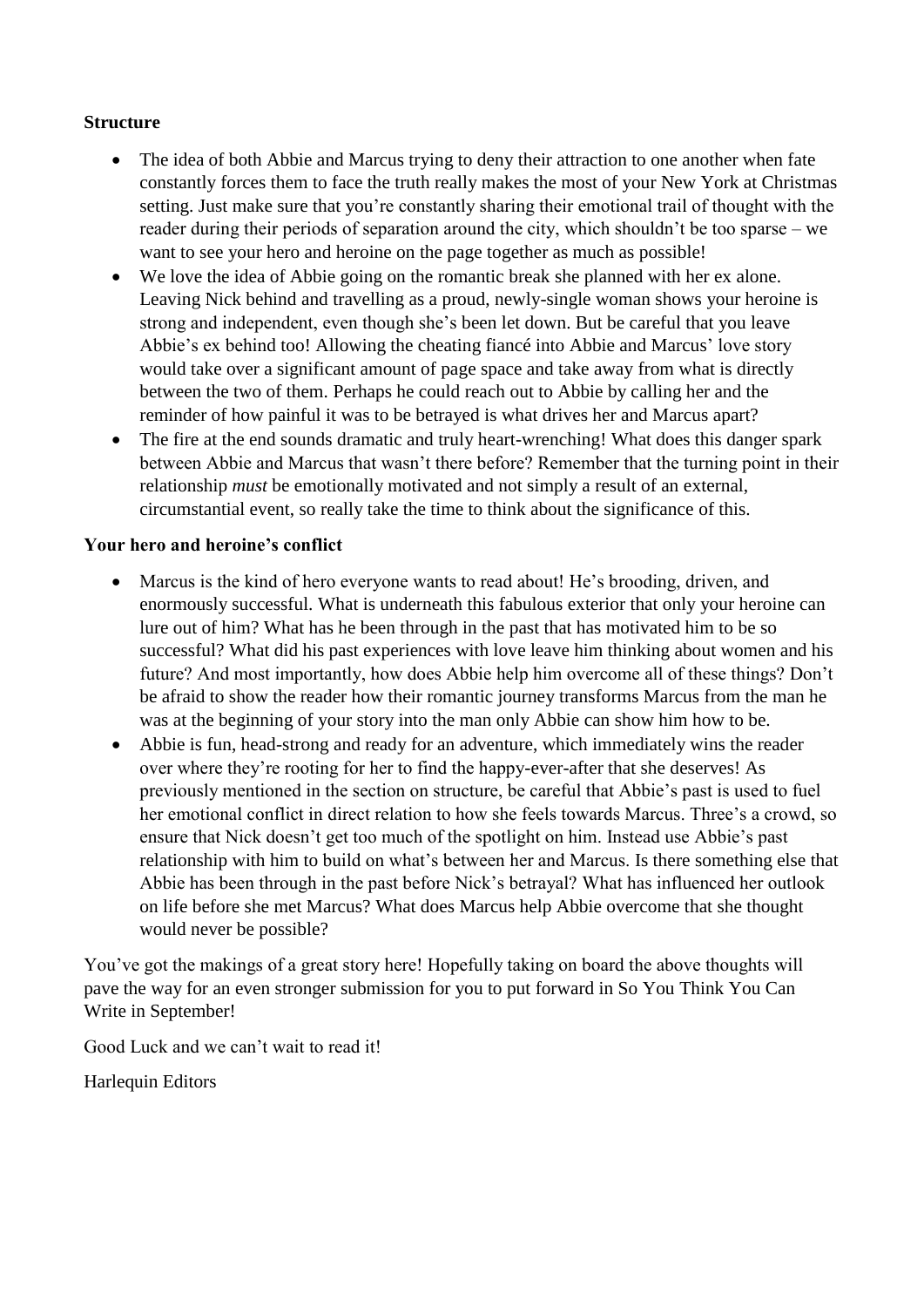**Structure**

- The idea of both Abbie and Marcus trying to deny their attraction to one another when fate constantly forces them to face the truth really makes the most of your New York at Christmas setting. Just make sure that you're constantly sharing their emotional trail of thought with the reader during their periods of separation around the city, which shouldn't be too sparse – we want to see your hero and heroine on the page together as much as possible!
- We love the idea of Abbie going on the romantic break she planned with her ex alone. Leaving Nick behind and travelling as a proud, newly-single woman shows your heroine is strong and independent, even though she's been let down. But be careful that you leave Abbie's ex behind too! Allowing the cheating fiancé into Abbie and Marcus' love story would take over a significant amount of page space and take away from what is directly between the two of them. Perhaps he could reach out to Abbie by calling her and the reminder of how painful it was to be betrayed is what drives her and Marcus apart?
- The fire at the end sounds dramatic and truly heart-wrenching! What does this danger spark between Abbie and Marcus that wasn't there before? Remember that the turning point in their relationship *must* be emotionally motivated and not simply a result of an external, circumstantial event, so really take the time to think about the significance of this.

**Your hero and heroine's conflict**

- Marcus is the kind of hero everyone wants to read about! He's brooding, driven, and enormously successful. What is underneath this fabulous exterior that only your heroine can lure out of him? What has he been through in the past that has motivated him to be so successful? What did his past experiences with love leave him thinking about women and his future? And most importantly, how does Abbie help him overcome all of these things? Don't be afraid to show the reader how their romantic journey transforms Marcus from the man he was at the beginning of your story into the man only Abbie can show him how to be.
- Abbie is fun, head-strong and ready for an adventure, which immediately wins the reader over where they're rooting for her to find the happy-ever-after that she deserves! As previously mentioned in the section on structure, be careful that Abbie's past is used to fuel her emotional conflict in direct relation to how she feels towards Marcus. Three's a crowd, so ensure that Nick doesn't get too much of the spotlight on him. Instead use Abbie's past relationship with him to build on what's between her and Marcus. Is there something else that Abbie has been through in the past before Nick's betrayal? What has influenced her outlook on life before she met Marcus? What does Marcus help Abbie overcome that she thought would never be possible?

You've got the makings of a great story here! Hopefully taking on board the above thoughts will pave the way for an even stronger submission for you to put forward in So You Think You Can Write in September!

Good Luck and we can't wait to read it!

Harlequin Editors